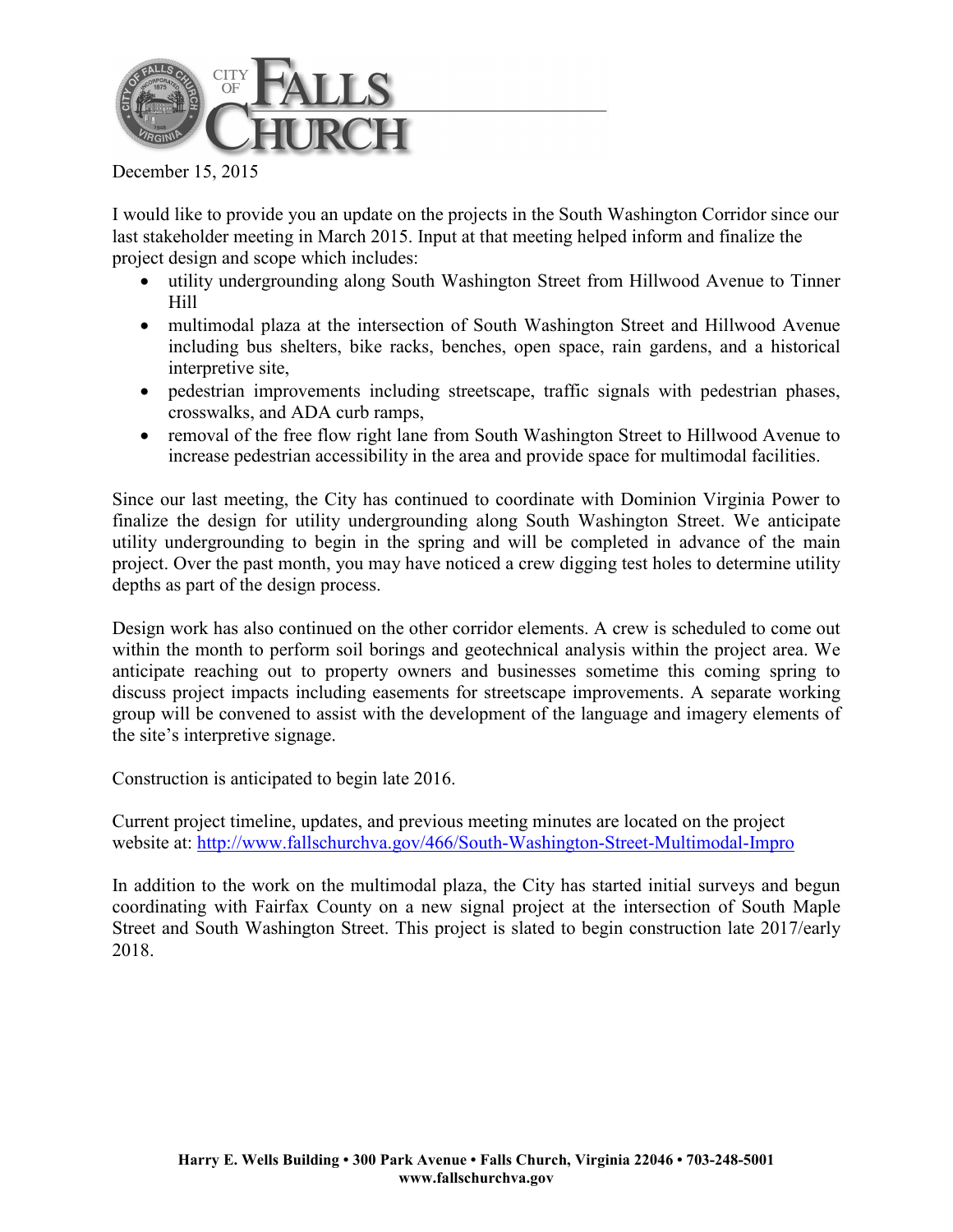December 15, 2015

I would like to provide you an update on the projects in the South Washington Corridor since our last stakeholder meeting in March 2015. Input at that meeting helped inform and finalize the project design and scope which includes:

- utility undergrounding along South Washington Street from Hillwood Avenue to Tinner Hill
- multimodal plaza at the intersection of South Washington Street and Hillwood Avenue including bus shelters, bike racks, benches, open space, rain gardens, and a historical interpretive site,
- pedestrian improvements including streetscape, traffic signals with pedestrian phases, crosswalks, and ADA curb ramps,
- removal of the free flow right lane from South Washington Street to Hillwood Avenue to increase pedestrian accessibility in the area and provide space for multimodal facilities.

Since our last meeting, the City has continued to coordinate with Dominion Virginia Power to finalize the design for utility undergrounding along South Washington Street. We anticipate utility undergrounding to begin in the spring and will be completed in advance of the main project. Over the past month, you may have noticed a crew digging test holes to determine utility depths as part of the design process.

Design work has also continued on the other corridor elements. A crew is scheduled to come out within the month to perform soil borings and geotechnical analysis within the project area. We anticipate reaching out to property owners and businesses sometime this coming spring to discuss project impacts including easements for streetscape improvements. A separate working group will be convened to assist with the development of the language and imagery elements of the site's interpretive signage.

Construction is anticipated to begin late 2016.

Current project timeline, updates, and previous meeting minutes are located on the project website at: http://www.fallschurchva.gov/466/South-Washington-Street-Multimodal-Impro

In addition to the work on the multimodal plaza, the City has started initial surveys and begun coordinating with Fairfax County on a new signal project at the intersection of South Maple Street and South Washington Street. This project is slated to begin construction late 2017/early 2018.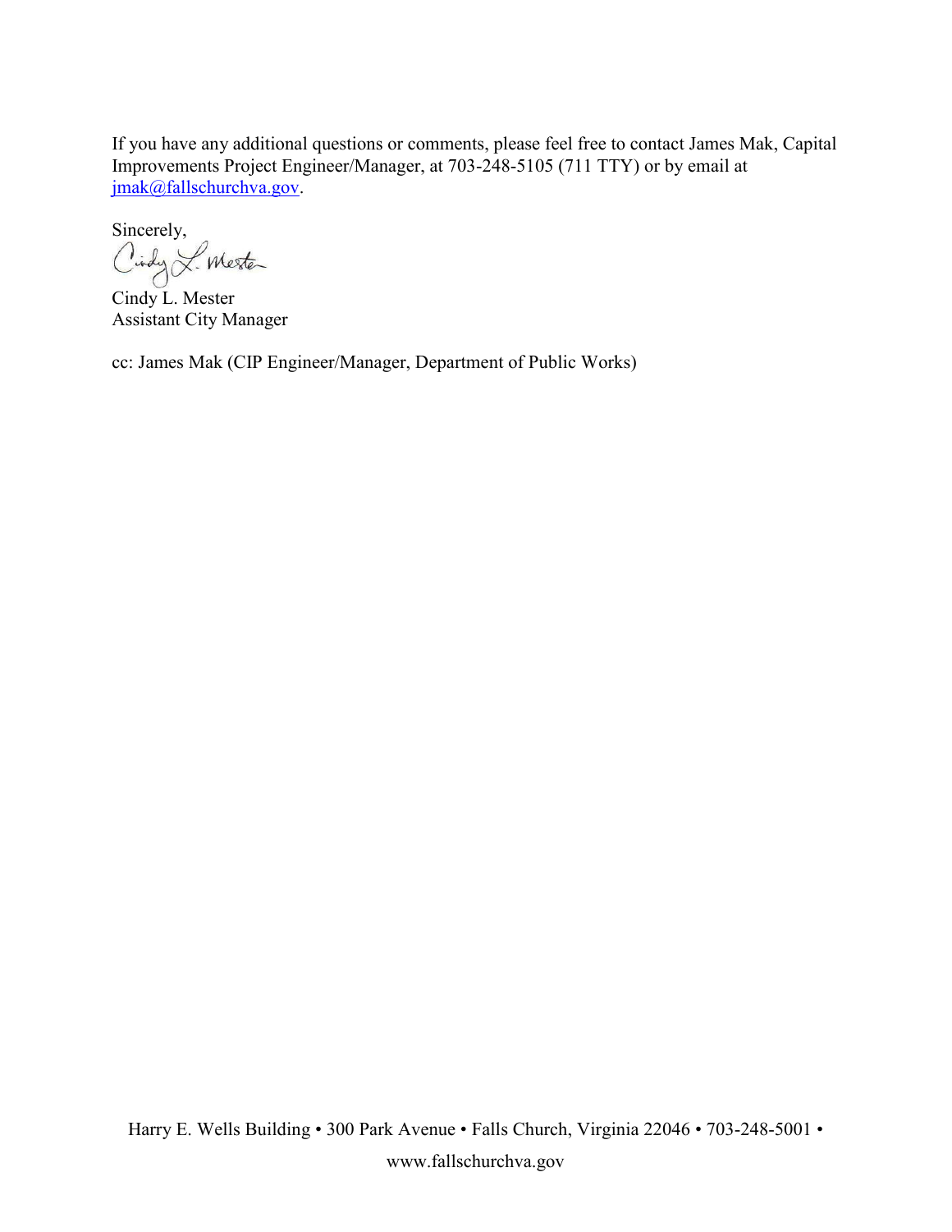If you have any additional questions or comments, please feel free to contact James Mak, Capital Improvements Project Engineer/Manager, at 703-248-5105 (711 TTY) or by email at [jmak@fallschurchva.gov](mailto:jmak@fallschurchva.gov).

Sincerely,

Cindy L. Mester
Assistant City Manager

cc: James Mak (CIP Engineer/Manager, Department of Public Works)

Harry E. Wells Building • 300 Park Avenue • Falls Church, Virginia 22046 • 703-248-5001 • www.fallschurchva.gov